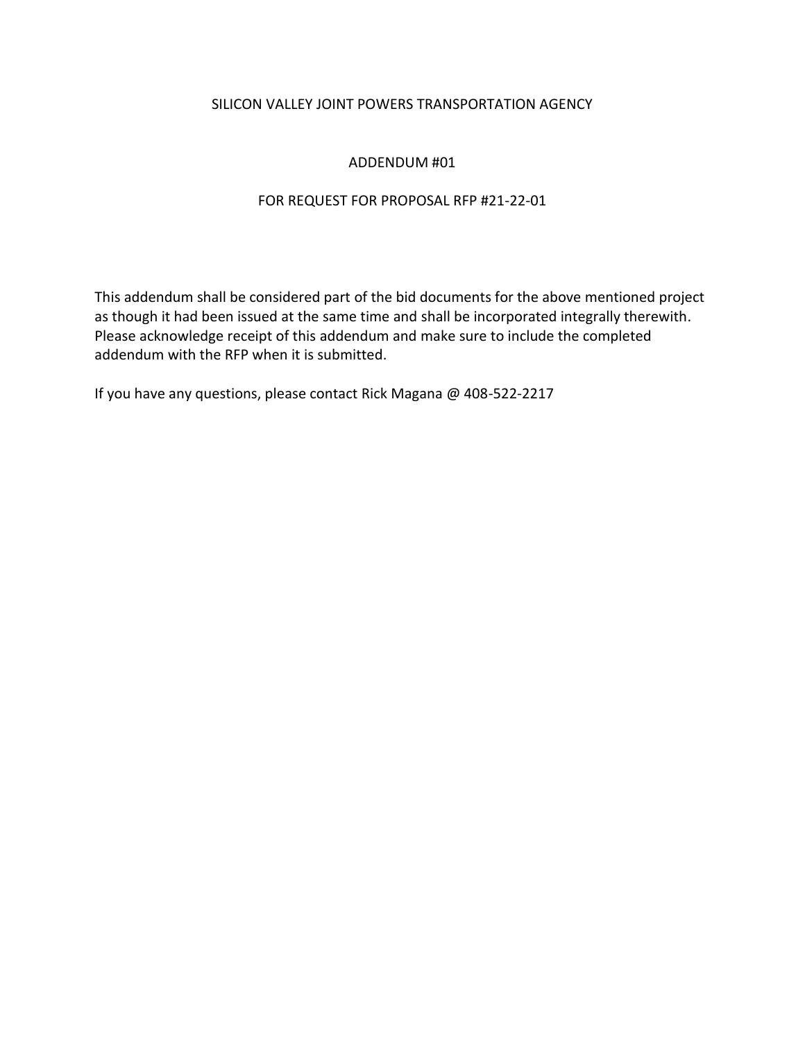# SILICON VALLEY JOINT POWERS TRANSPORTATION AGENCY

## ADDENDUM #01

## FOR REQUEST FOR PROPOSAL RFP #21-22-01

This addendum shall be considered part of the bid documents for the above mentioned project as though it had been issued at the same time and shall be incorporated integrally therewith. Please acknowledge receipt of this addendum and make sure to include the completed addendum with the RFP when it is submitted.

If you have any questions, please contact Rick Magana @ 408-522-2217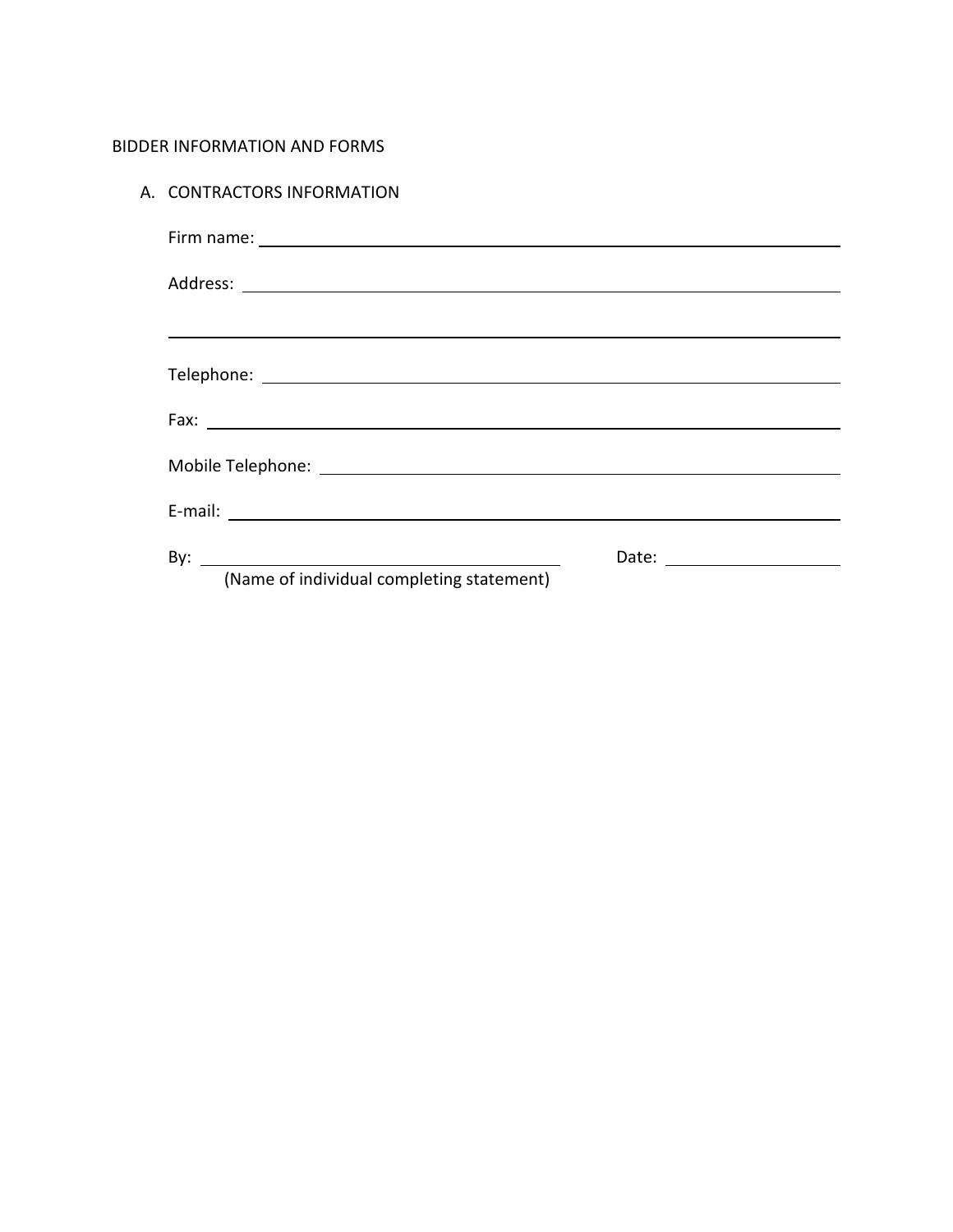BIDDER INFORMATION AND FORMS

A. CONTRACTORS INFORMATION

Firm name: ______________________________________________

Address: ______________________________________________

______________________________________________

Telephone: ______________________________________________

Fax: ______________________________________________

Mobile Telephone: ______________________________________________

E-mail: ______________________________________________

By: ______________________________ Date: __________________
(Name of individual completing statement)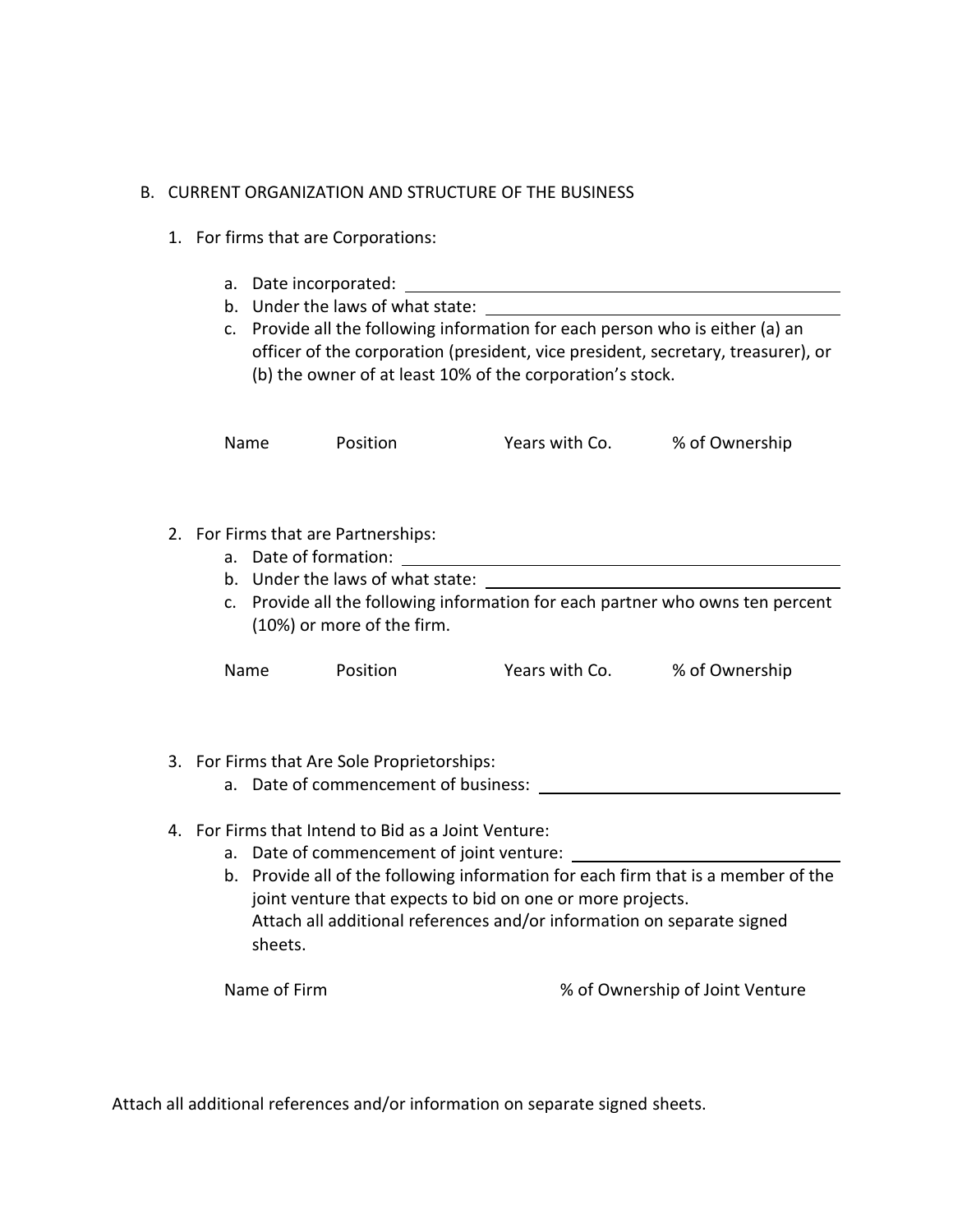B. CURRENT ORGANIZATION AND STRUCTURE OF THE BUSINESS

1. For firms that are Corporations:

   a. Date incorporated: \_\_\_\_\_\_\_\_\_\_\_\_\_\_\_\_\_\_\_\_\_\_\_\_\_\_\_\_\_\_\_\_\_\_\_\_\_\_\_\_
   
   b. Under the laws of what state: \_\_\_\_\_\_\_\_\_\_\_\_\_\_\_\_\_\_\_\_\_\_\_\_\_\_\_\_\_\_\_\_\_\_
   
   c. Provide all the following information for each person who is either (a) an officer of the corporation (president, vice president, secretary, treasurer), or (b) the owner of at least 10% of the corporation's stock.

| Name | Position | Years with Co. | % of Ownership |
|---|---|---|---|
| | | | |

2. For Firms that are Partnerships:

   a. Date of formation: \_\_\_\_\_\_\_\_\_\_\_\_\_\_\_\_\_\_\_\_\_\_\_\_\_\_\_\_\_\_\_\_\_\_\_\_\_\_\_\_
   
   b. Under the laws of what state: \_\_\_\_\_\_\_\_\_\_\_\_\_\_\_\_\_\_\_\_\_\_\_\_\_\_\_\_\_\_\_\_\_\_
   
   c. Provide all the following information for each partner who owns ten percent (10%) or more of the firm.

| Name | Position | Years with Co. | % of Ownership |
|---|---|---|---|
| | | | |

3. For Firms that Are Sole Proprietorships:

   a. Date of commencement of business: \_\_\_\_\_\_\_\_\_\_\_\_\_\_\_\_\_\_\_\_\_\_\_\_\_\_\_\_\_\_

4. For Firms that Intend to Bid as a Joint Venture:

   a. Date of commencement of joint venture: \_\_\_\_\_\_\_\_\_\_\_\_\_\_\_\_\_\_\_\_\_\_\_\_\_\_\_
   
   b. Provide all of the following information for each firm that is a member of the joint venture that expects to bid on one or more projects.
   Attach all additional references and/or information on separate signed sheets.

| Name of Firm | % of Ownership of Joint Venture |
|---|---|
| | |

Attach all additional references and/or information on separate signed sheets.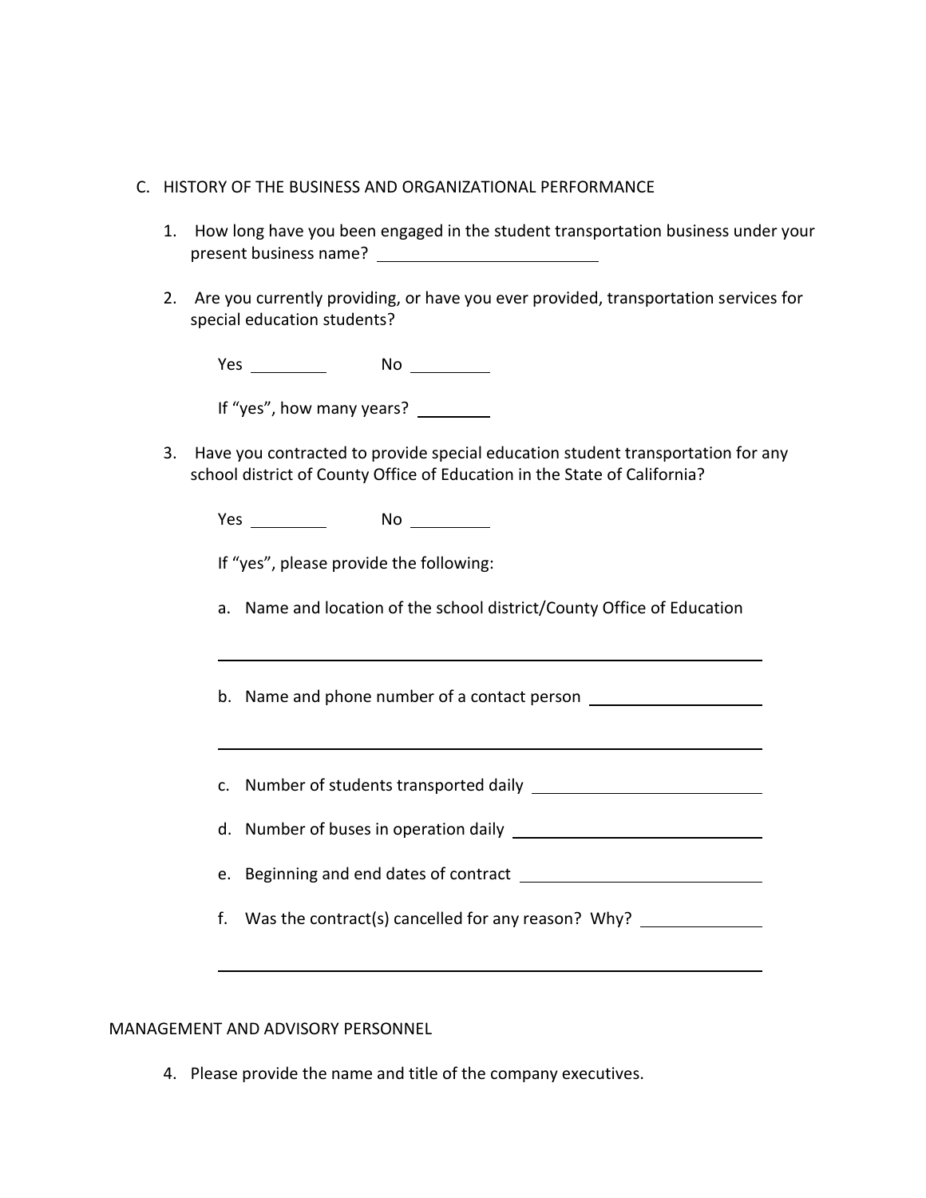## C. HISTORY OF THE BUSINESS AND ORGANIZATIONAL PERFORMANCE

1. How long have you been engaged in the student transportation business under your present business name? \_\_\_\_\_\_\_\_\_\_\_\_\_\_\_\_\_\_\_\_\_\_\_\_

2. Are you currently providing, or have you ever provided, transportation services for special education students?

   Yes \_\_\_\_\_\_\_\_ No \_\_\_\_\_\_\_\_

   If "yes", how many years? \_\_\_\_\_\_\_\_

3. Have you contracted to provide special education student transportation for any school district of County Office of Education in the State of California?

   Yes \_\_\_\_\_\_\_\_ No \_\_\_\_\_\_\_\_

   If "yes", please provide the following:

   a. Name and location of the school district/County Office of Education

   \_\_\_\_\_\_\_\_\_\_\_\_\_\_\_\_\_\_\_\_\_\_\_\_\_\_\_\_\_\_\_\_\_\_\_\_\_\_\_\_\_\_\_\_\_\_\_\_\_\_\_\_\_\_

   b. Name and phone number of a contact person \_\_\_\_\_\_\_\_\_\_\_\_\_\_\_\_\_\_

   \_\_\_\_\_\_\_\_\_\_\_\_\_\_\_\_\_\_\_\_\_\_\_\_\_\_\_\_\_\_\_\_\_\_\_\_\_\_\_\_\_\_\_\_\_\_\_\_\_\_\_\_\_\_

   c. Number of students transported daily \_\_\_\_\_\_\_\_\_\_\_\_\_\_\_\_\_\_\_\_\_\_\_\_

   d. Number of buses in operation daily \_\_\_\_\_\_\_\_\_\_\_\_\_\_\_\_\_\_\_\_\_\_\_\_\_\_

   e. Beginning and end dates of contract \_\_\_\_\_\_\_\_\_\_\_\_\_\_\_\_\_\_\_\_\_\_\_\_\_

   f. Was the contract(s) cancelled for any reason? Why? \_\_\_\_\_\_\_\_\_\_\_\_

   \_\_\_\_\_\_\_\_\_\_\_\_\_\_\_\_\_\_\_\_\_\_\_\_\_\_\_\_\_\_\_\_\_\_\_\_\_\_\_\_\_\_\_\_\_\_\_\_\_\_\_\_\_\_

## MANAGEMENT AND ADVISORY PERSONNEL

4. Please provide the name and title of the company executives.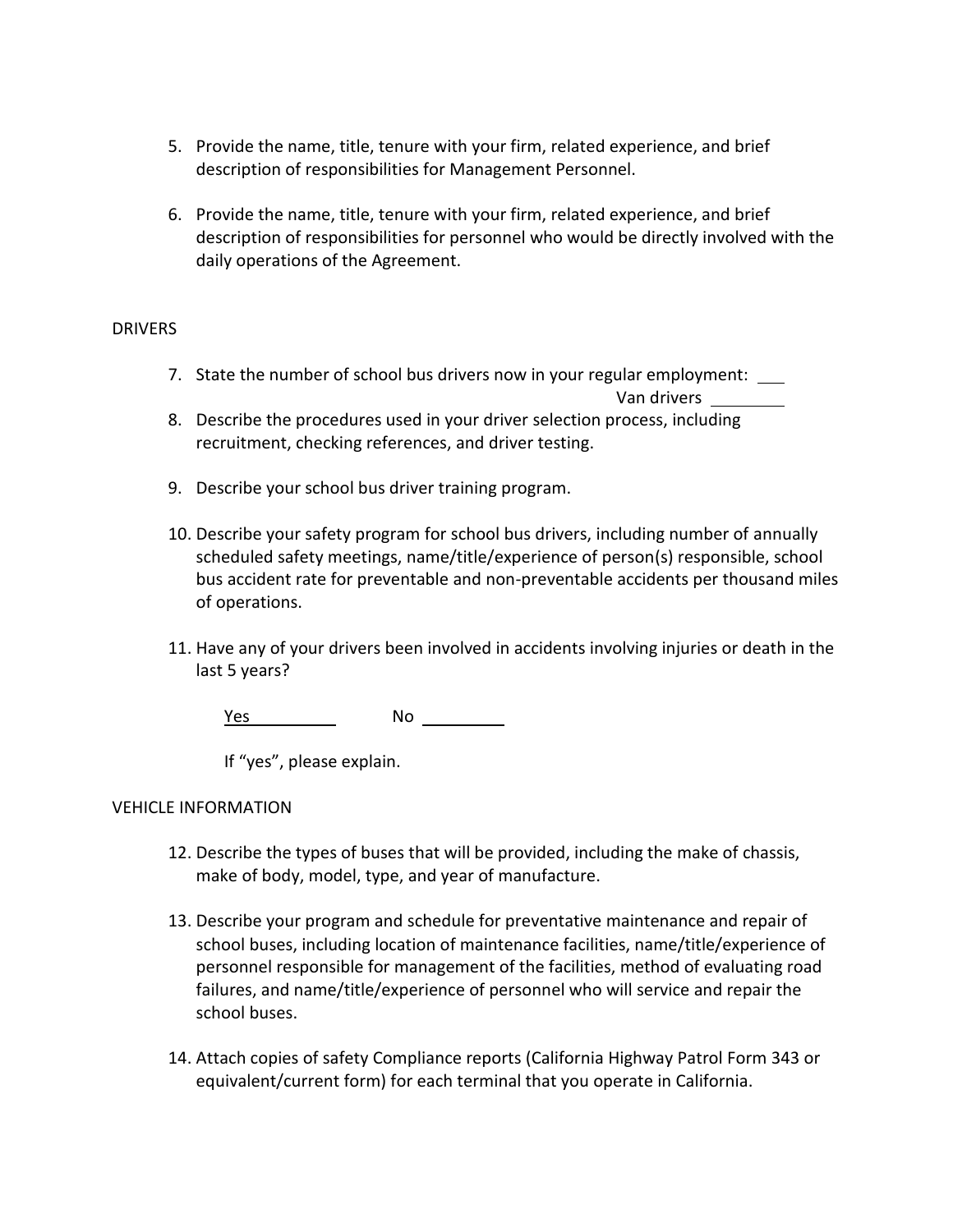5. Provide the name, title, tenure with your firm, related experience, and brief description of responsibilities for Management Personnel.

6. Provide the name, title, tenure with your firm, related experience, and brief description of responsibilities for personnel who would be directly involved with the daily operations of the Agreement.

DRIVERS

7. State the number of school bus drivers now in your regular employment: ___
   Van drivers ________

8. Describe the procedures used in your driver selection process, including recruitment, checking references, and driver testing.

9. Describe your school bus driver training program.

10. Describe your safety program for school bus drivers, including number of annually scheduled safety meetings, name/title/experience of person(s) responsible, school bus accident rate for preventable and non-preventable accidents per thousand miles of operations.

11. Have any of your drivers been involved in accidents involving injuries or death in the last 5 years?

    Yes ________ No ________

    If "yes", please explain.

VEHICLE INFORMATION

12. Describe the types of buses that will be provided, including the make of chassis, make of body, model, type, and year of manufacture.

13. Describe your program and schedule for preventative maintenance and repair of school buses, including location of maintenance facilities, name/title/experience of personnel responsible for management of the facilities, method of evaluating road failures, and name/title/experience of personnel who will service and repair the school buses.

14. Attach copies of safety Compliance reports (California Highway Patrol Form 343 or equivalent/current form) for each terminal that you operate in California.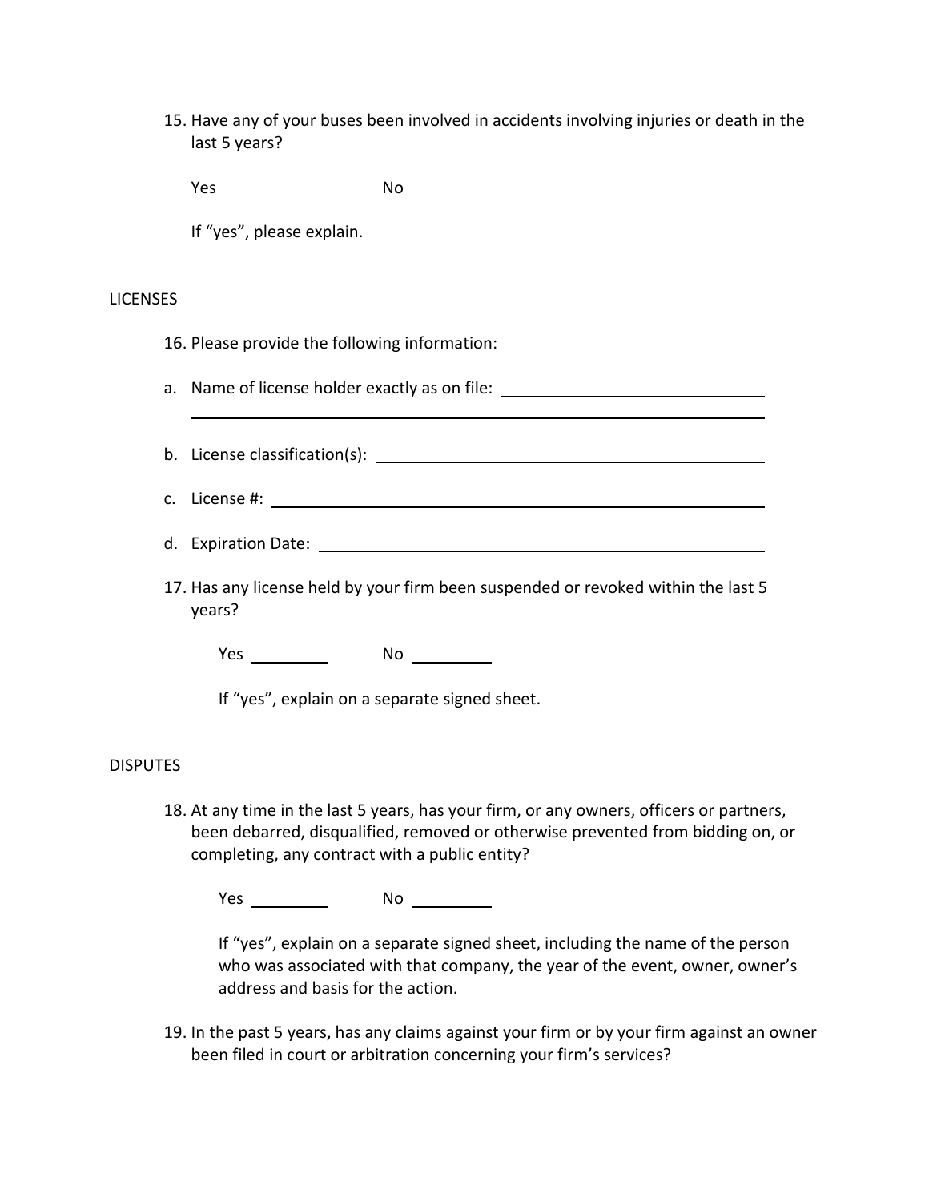15. Have any of your buses been involved in accidents involving injuries or death in the last 5 years?

    Yes ____________ No _________

    If "yes", please explain.

LICENSES

16. Please provide the following information:

a. Name of license holder exactly as on file: ______________________________
______________________________________________________________

b. License classification(s): ____________________________________________

c. License #: _________________________________________________________

d. Expiration Date: ____________________________________________________

17. Has any license held by your firm been suspended or revoked within the last 5 years?

    Yes _________ No _________

    If "yes", explain on a separate signed sheet.

DISPUTES

18. At any time in the last 5 years, has your firm, or any owners, officers or partners, been debarred, disqualified, removed or otherwise prevented from bidding on, or completing, any contract with a public entity?

    Yes _________ No _________

    If "yes", explain on a separate signed sheet, including the name of the person who was associated with that company, the year of the event, owner, owner's address and basis for the action.

19. In the past 5 years, has any claims against your firm or by your firm against an owner been filed in court or arbitration concerning your firm's services?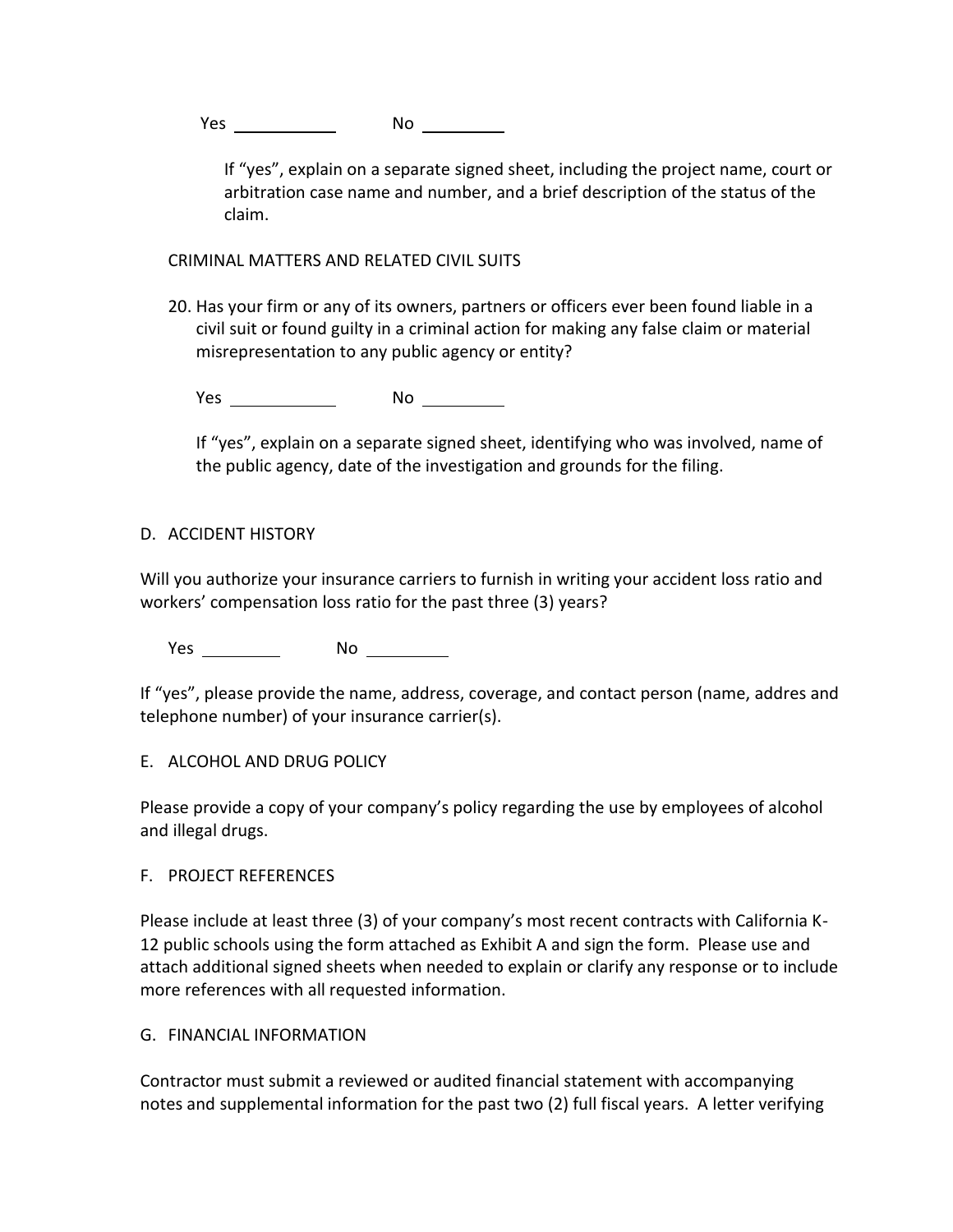Yes ____________ No __________

If "yes", explain on a separate signed sheet, including the project name, court or arbitration case name and number, and a brief description of the status of the claim.

CRIMINAL MATTERS AND RELATED CIVIL SUITS

20. Has your firm or any of its owners, partners or officers ever been found liable in a civil suit or found guilty in a criminal action for making any false claim or material misrepresentation to any public agency or entity?

    Yes ____________ No __________

    If "yes", explain on a separate signed sheet, identifying who was involved, name of the public agency, date of the investigation and grounds for the filing.

D. ACCIDENT HISTORY

Will you authorize your insurance carriers to furnish in writing your accident loss ratio and workers' compensation loss ratio for the past three (3) years?

Yes __________ No __________

If "yes", please provide the name, address, coverage, and contact person (name, addres and telephone number) of your insurance carrier(s).

E. ALCOHOL AND DRUG POLICY

Please provide a copy of your company's policy regarding the use by employees of alcohol and illegal drugs.

F. PROJECT REFERENCES

Please include at least three (3) of your company's most recent contracts with California K-12 public schools using the form attached as Exhibit A and sign the form. Please use and attach additional signed sheets when needed to explain or clarify any response or to include more references with all requested information.

G. FINANCIAL INFORMATION

Contractor must submit a reviewed or audited financial statement with accompanying notes and supplemental information for the past two (2) full fiscal years. A letter verifying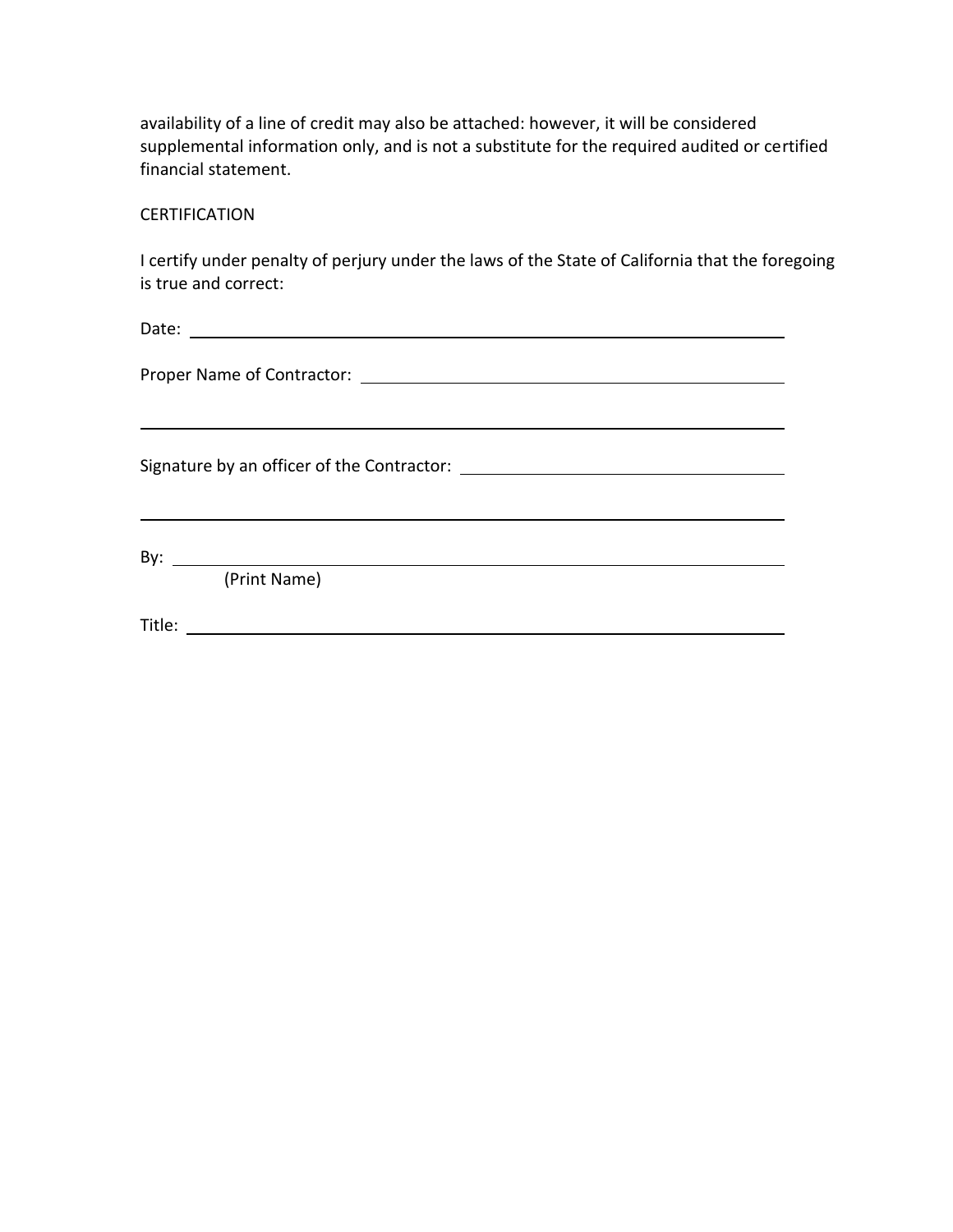availability of a line of credit may also be attached: however, it will be considered supplemental information only, and is not a substitute for the required audited or certified financial statement.

CERTIFICATION

I certify under penalty of perjury under the laws of the State of California that the foregoing is true and correct:

Date: ______________________________________________

Proper Name of Contractor: ______________________________

______________________________________________

Signature by an officer of the Contractor: ______________________

______________________________________________

By: ______________________________________________
(Print Name)

Title: ______________________________________________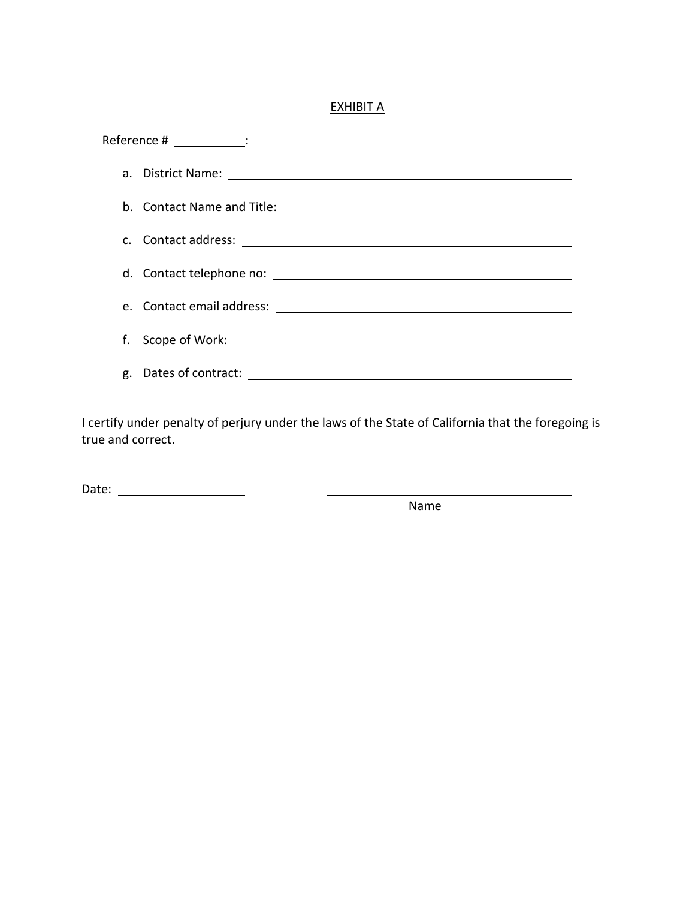EXHIBIT A

Reference # ___________:

a. District Name: ______________________________________________

b. Contact Name and Title: ______________________________________

c. Contact address: ____________________________________________

d. Contact telephone no: ________________________________________

e. Contact email address: _______________________________________

f. Scope of Work: ______________________________________________

g. Dates of contract: ___________________________________________

I certify under penalty of perjury under the laws of the State of California that the foregoing is true and correct.

Date: ____________________ ________________________________________

Name